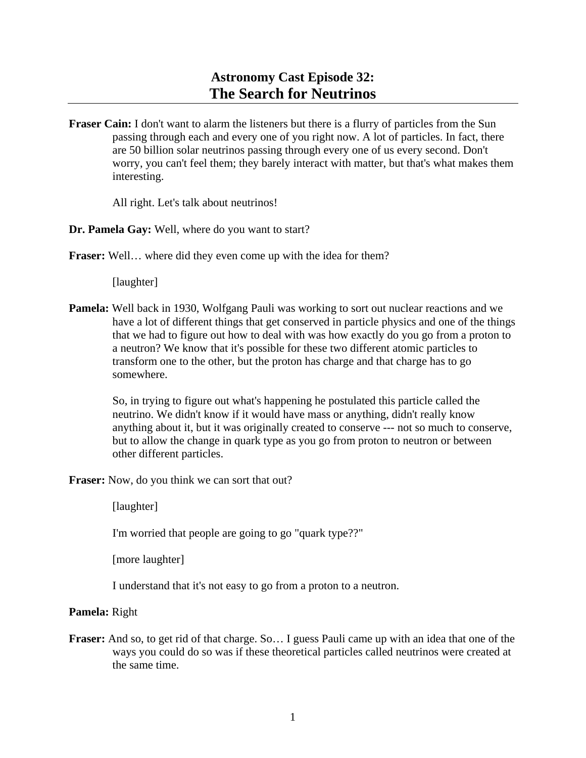# Astronomy Cast Episode 32:
# The Search for Neutrinos

**Fraser Cain:** I don't want to alarm the listeners but there is a flurry of particles from the Sun passing through each and every one of you right now. A lot of particles. In fact, there are 50 billion solar neutrinos passing through every one of us every second. Don't worry, you can't feel them; they barely interact with matter, but that's what makes them interesting.

All right. Let's talk about neutrinos!

**Dr. Pamela Gay:** Well, where do you want to start?

**Fraser:** Well… where did they even come up with the idea for them?

[laughter]

**Pamela:** Well back in 1930, Wolfgang Pauli was working to sort out nuclear reactions and we have a lot of different things that get conserved in particle physics and one of the things that we had to figure out how to deal with was how exactly do you go from a proton to a neutron? We know that it's possible for these two different atomic particles to transform one to the other, but the proton has charge and that charge has to go somewhere.

So, in trying to figure out what's happening he postulated this particle called the neutrino. We didn't know if it would have mass or anything, didn't really know anything about it, but it was originally created to conserve --- not so much to conserve, but to allow the change in quark type as you go from proton to neutron or between other different particles.

**Fraser:** Now, do you think we can sort that out?

[laughter]

I'm worried that people are going to go "quark type??"

[more laughter]

I understand that it's not easy to go from a proton to a neutron.

**Pamela:** Right

**Fraser:** And so, to get rid of that charge. So… I guess Pauli came up with an idea that one of the ways you could do so was if these theoretical particles called neutrinos were created at the same time.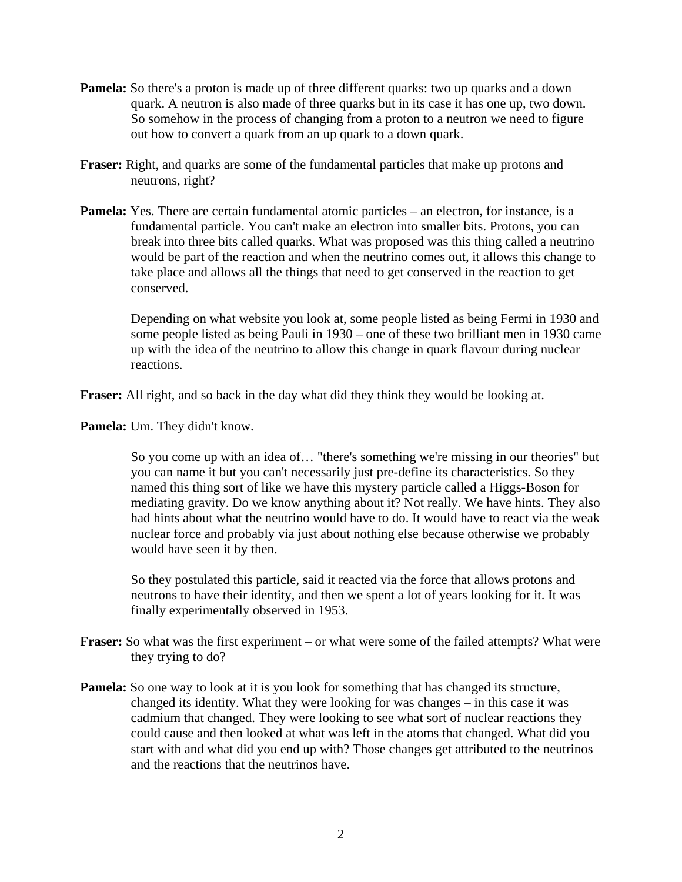**Pamela:** So there's a proton is made up of three different quarks: two up quarks and a down quark. A neutron is also made of three quarks but in its case it has one up, two down. So somehow in the process of changing from a proton to a neutron we need to figure out how to convert a quark from an up quark to a down quark.

**Fraser:** Right, and quarks are some of the fundamental particles that make up protons and neutrons, right?

**Pamela:** Yes. There are certain fundamental atomic particles – an electron, for instance, is a fundamental particle. You can't make an electron into smaller bits. Protons, you can break into three bits called quarks. What was proposed was this thing called a neutrino would be part of the reaction and when the neutrino comes out, it allows this change to take place and allows all the things that need to get conserved in the reaction to get conserved.

Depending on what website you look at, some people listed as being Fermi in 1930 and some people listed as being Pauli in 1930 – one of these two brilliant men in 1930 came up with the idea of the neutrino to allow this change in quark flavour during nuclear reactions.

**Fraser:** All right, and so back in the day what did they think they would be looking at.

**Pamela:** Um. They didn't know.

So you come up with an idea of… "there's something we're missing in our theories" but you can name it but you can't necessarily just pre-define its characteristics. So they named this thing sort of like we have this mystery particle called a Higgs-Boson for mediating gravity. Do we know anything about it? Not really. We have hints. They also had hints about what the neutrino would have to do. It would have to react via the weak nuclear force and probably via just about nothing else because otherwise we probably would have seen it by then.

So they postulated this particle, said it reacted via the force that allows protons and neutrons to have their identity, and then we spent a lot of years looking for it. It was finally experimentally observed in 1953.

**Fraser:** So what was the first experiment – or what were some of the failed attempts? What were they trying to do?

**Pamela:** So one way to look at it is you look for something that has changed its structure, changed its identity. What they were looking for was changes – in this case it was cadmium that changed. They were looking to see what sort of nuclear reactions they could cause and then looked at what was left in the atoms that changed. What did you start with and what did you end up with? Those changes get attributed to the neutrinos and the reactions that the neutrinos have.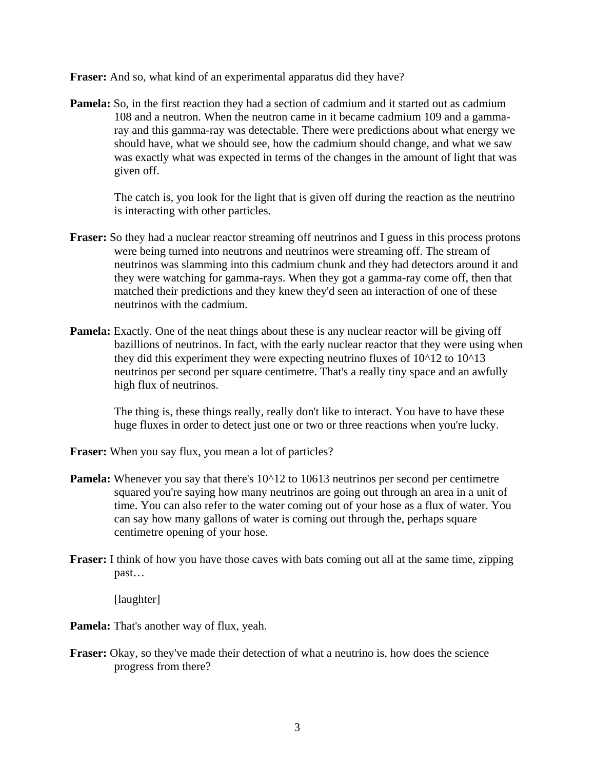**Fraser:** And so, what kind of an experimental apparatus did they have?

**Pamela:** So, in the first reaction they had a section of cadmium and it started out as cadmium 108 and a neutron. When the neutron came in it became cadmium 109 and a gamma-ray and this gamma-ray was detectable. There were predictions about what energy we should have, what we should see, how the cadmium should change, and what we saw was exactly what was expected in terms of the changes in the amount of light that was given off.

The catch is, you look for the light that is given off during the reaction as the neutrino is interacting with other particles.

**Fraser:** So they had a nuclear reactor streaming off neutrinos and I guess in this process protons were being turned into neutrons and neutrinos were streaming off. The stream of neutrinos was slamming into this cadmium chunk and they had detectors around it and they were watching for gamma-rays. When they got a gamma-ray come off, then that matched their predictions and they knew they'd seen an interaction of one of these neutrinos with the cadmium.

**Pamela:** Exactly. One of the neat things about these is any nuclear reactor will be giving off bazillions of neutrinos. In fact, with the early nuclear reactor that they were using when they did this experiment they were expecting neutrino fluxes of 10^12 to 10^13 neutrinos per second per square centimetre. That's a really tiny space and an awfully high flux of neutrinos.

The thing is, these things really, really don't like to interact. You have to have these huge fluxes in order to detect just one or two or three reactions when you're lucky.

**Fraser:** When you say flux, you mean a lot of particles?

**Pamela:** Whenever you say that there's 10^12 to 10613 neutrinos per second per centimetre squared you're saying how many neutrinos are going out through an area in a unit of time. You can also refer to the water coming out of your hose as a flux of water. You can say how many gallons of water is coming out through the, perhaps square centimetre opening of your hose.

**Fraser:** I think of how you have those caves with bats coming out all at the same time, zipping past…

[laughter]

**Pamela:** That's another way of flux, yeah.

**Fraser:** Okay, so they've made their detection of what a neutrino is, how does the science progress from there?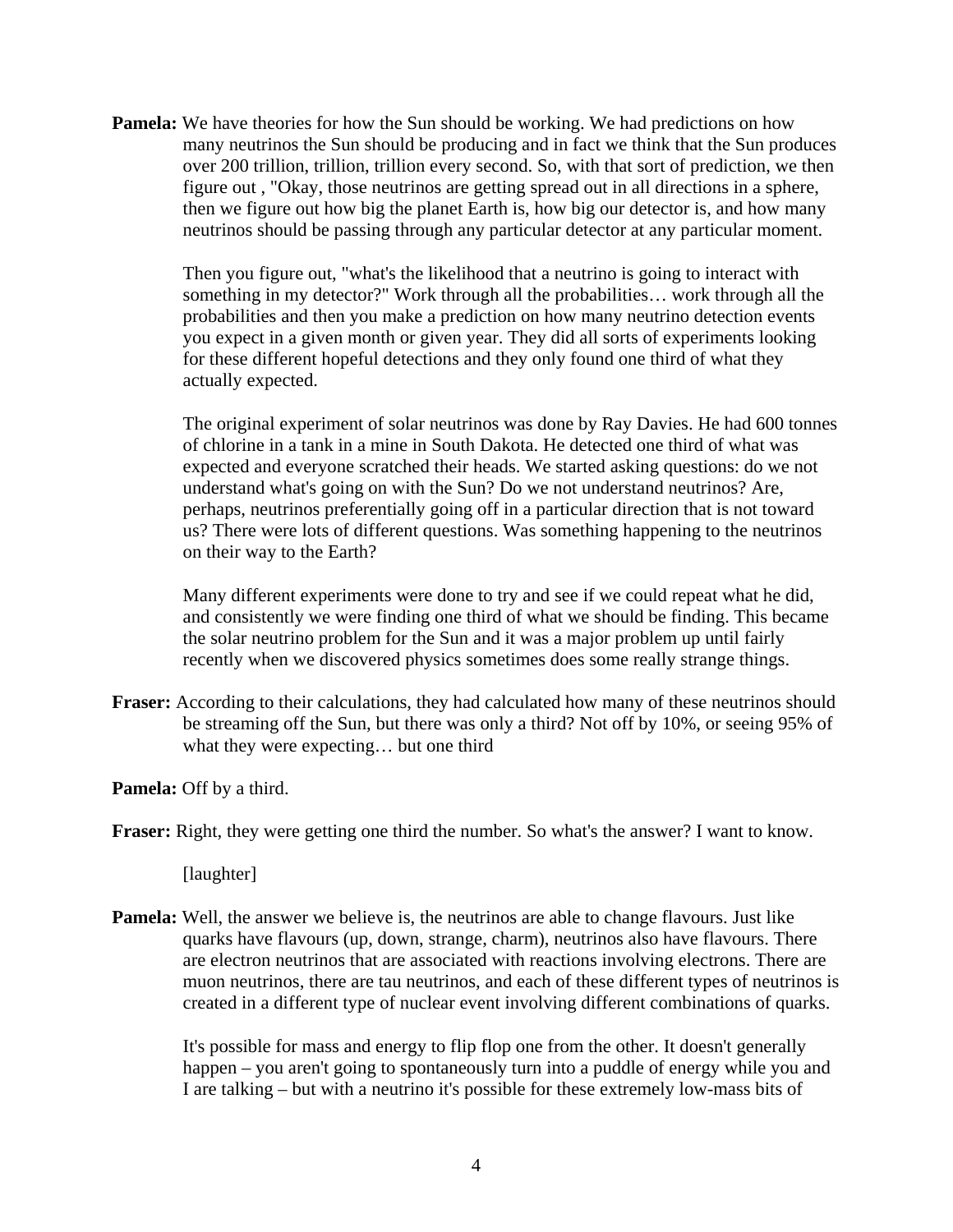**Pamela:** We have theories for how the Sun should be working. We had predictions on how many neutrinos the Sun should be producing and in fact we think that the Sun produces over 200 trillion, trillion, trillion every second. So, with that sort of prediction, we then figure out , "Okay, those neutrinos are getting spread out in all directions in a sphere, then we figure out how big the planet Earth is, how big our detector is, and how many neutrinos should be passing through any particular detector at any particular moment.

Then you figure out, "what's the likelihood that a neutrino is going to interact with something in my detector?" Work through all the probabilities… work through all the probabilities and then you make a prediction on how many neutrino detection events you expect in a given month or given year. They did all sorts of experiments looking for these different hopeful detections and they only found one third of what they actually expected.

The original experiment of solar neutrinos was done by Ray Davies. He had 600 tonnes of chlorine in a tank in a mine in South Dakota. He detected one third of what was expected and everyone scratched their heads. We started asking questions: do we not understand what's going on with the Sun? Do we not understand neutrinos? Are, perhaps, neutrinos preferentially going off in a particular direction that is not toward us? There were lots of different questions. Was something happening to the neutrinos on their way to the Earth?

Many different experiments were done to try and see if we could repeat what he did, and consistently we were finding one third of what we should be finding. This became the solar neutrino problem for the Sun and it was a major problem up until fairly recently when we discovered physics sometimes does some really strange things.

**Fraser:** According to their calculations, they had calculated how many of these neutrinos should be streaming off the Sun, but there was only a third? Not off by 10%, or seeing 95% of what they were expecting… but one third

**Pamela:** Off by a third.

**Fraser:** Right, they were getting one third the number. So what's the answer? I want to know.

[laughter]

**Pamela:** Well, the answer we believe is, the neutrinos are able to change flavours. Just like quarks have flavours (up, down, strange, charm), neutrinos also have flavours. There are electron neutrinos that are associated with reactions involving electrons. There are muon neutrinos, there are tau neutrinos, and each of these different types of neutrinos is created in a different type of nuclear event involving different combinations of quarks.

It's possible for mass and energy to flip flop one from the other. It doesn't generally happen – you aren't going to spontaneously turn into a puddle of energy while you and I are talking – but with a neutrino it's possible for these extremely low-mass bits of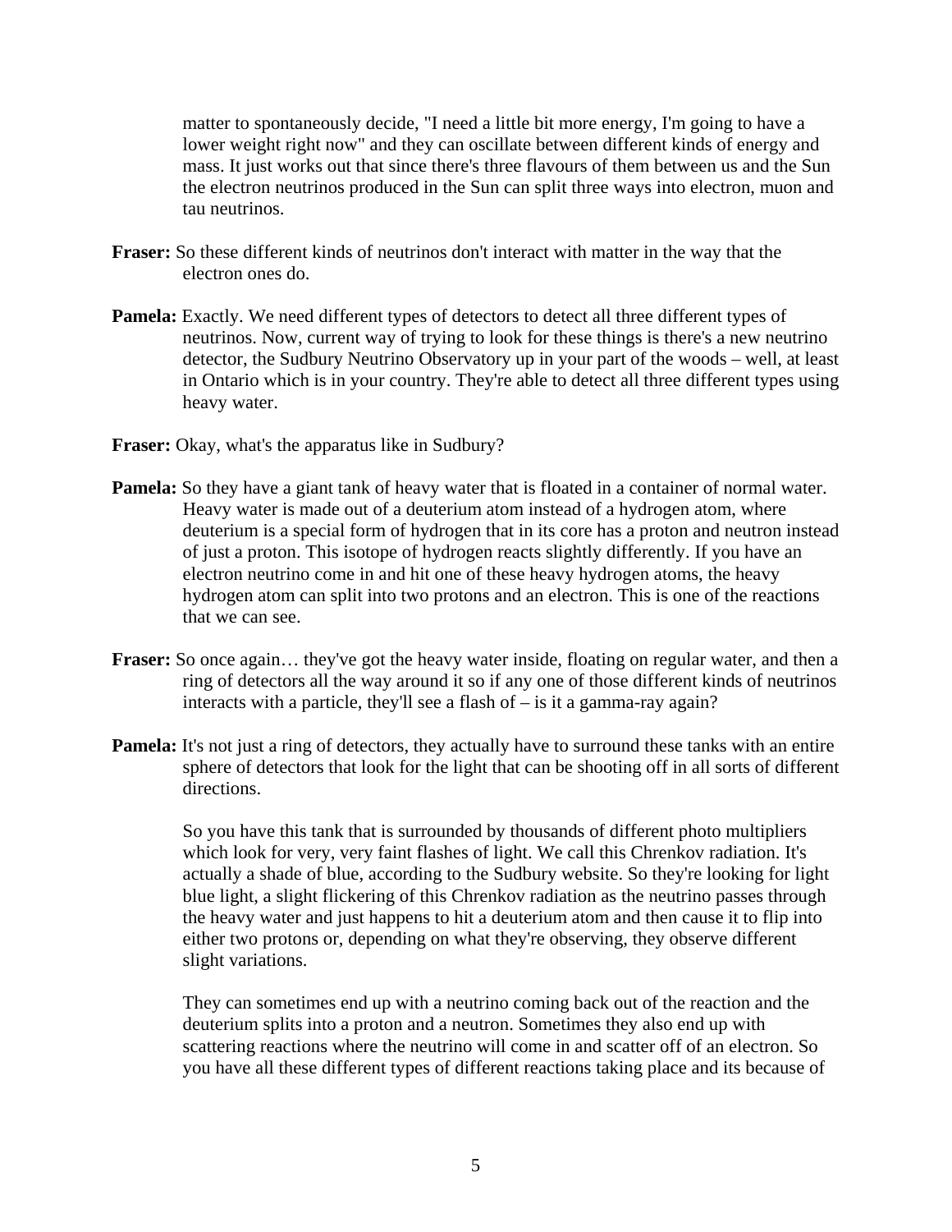matter to spontaneously decide, "I need a little bit more energy, I'm going to have a lower weight right now" and they can oscillate between different kinds of energy and mass. It just works out that since there's three flavours of them between us and the Sun the electron neutrinos produced in the Sun can split three ways into electron, muon and tau neutrinos.

**Fraser:** So these different kinds of neutrinos don't interact with matter in the way that the electron ones do.

**Pamela:** Exactly. We need different types of detectors to detect all three different types of neutrinos. Now, current way of trying to look for these things is there's a new neutrino detector, the Sudbury Neutrino Observatory up in your part of the woods – well, at least in Ontario which is in your country. They're able to detect all three different types using heavy water.

**Fraser:** Okay, what's the apparatus like in Sudbury?

**Pamela:** So they have a giant tank of heavy water that is floated in a container of normal water. Heavy water is made out of a deuterium atom instead of a hydrogen atom, where deuterium is a special form of hydrogen that in its core has a proton and neutron instead of just a proton. This isotope of hydrogen reacts slightly differently. If you have an electron neutrino come in and hit one of these heavy hydrogen atoms, the heavy hydrogen atom can split into two protons and an electron. This is one of the reactions that we can see.

**Fraser:** So once again… they've got the heavy water inside, floating on regular water, and then a ring of detectors all the way around it so if any one of those different kinds of neutrinos interacts with a particle, they'll see a flash of – is it a gamma-ray again?

**Pamela:** It's not just a ring of detectors, they actually have to surround these tanks with an entire sphere of detectors that look for the light that can be shooting off in all sorts of different directions.

So you have this tank that is surrounded by thousands of different photo multipliers which look for very, very faint flashes of light. We call this Chrenkov radiation. It's actually a shade of blue, according to the Sudbury website. So they're looking for light blue light, a slight flickering of this Chrenkov radiation as the neutrino passes through the heavy water and just happens to hit a deuterium atom and then cause it to flip into either two protons or, depending on what they're observing, they observe different slight variations.

They can sometimes end up with a neutrino coming back out of the reaction and the deuterium splits into a proton and a neutron. Sometimes they also end up with scattering reactions where the neutrino will come in and scatter off of an electron. So you have all these different types of different reactions taking place and its because of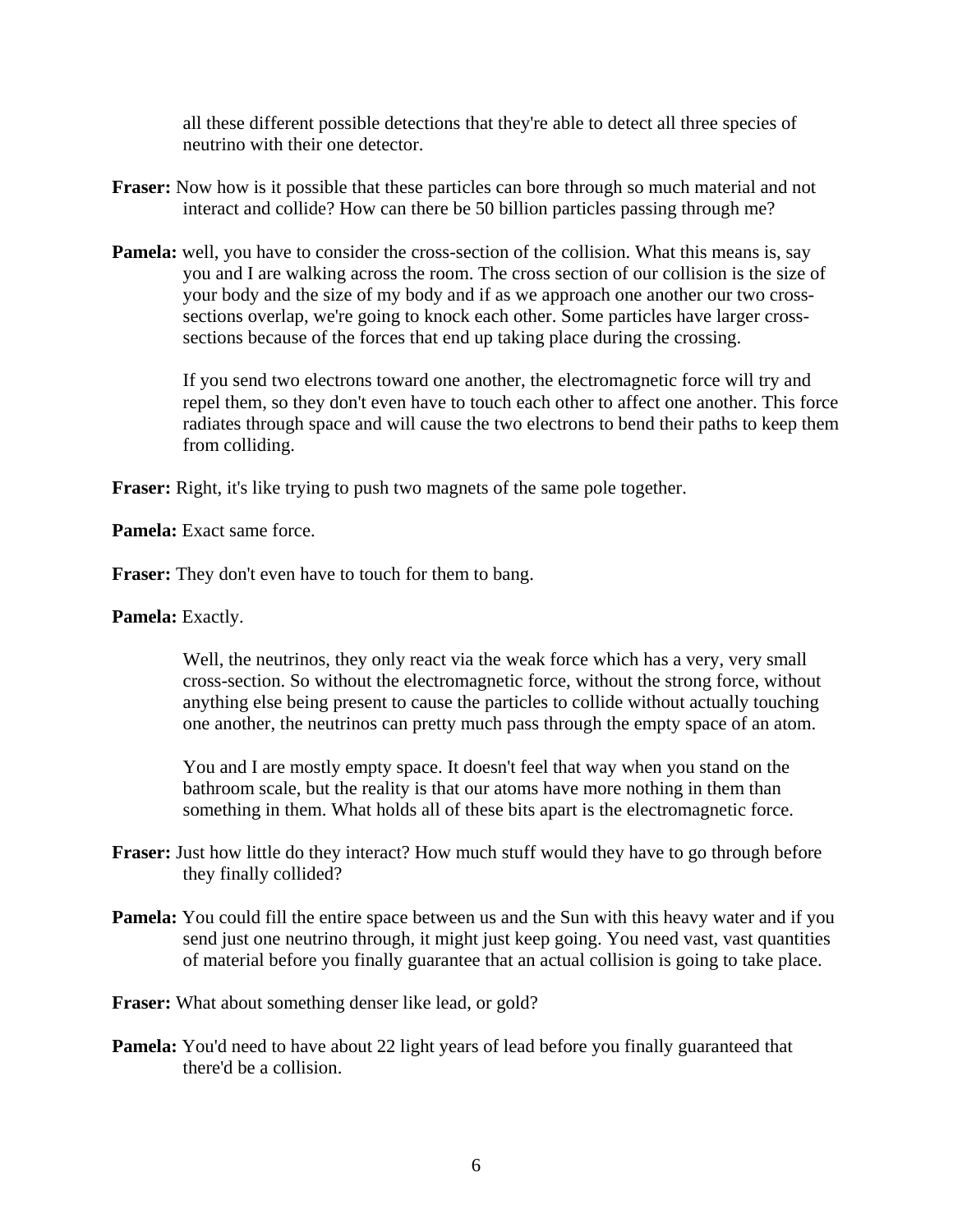all these different possible detections that they're able to detect all three species of neutrino with their one detector.

**Fraser:** Now how is it possible that these particles can bore through so much material and not interact and collide? How can there be 50 billion particles passing through me?

**Pamela:** well, you have to consider the cross-section of the collision. What this means is, say you and I are walking across the room. The cross section of our collision is the size of your body and the size of my body and if as we approach one another our two cross-sections overlap, we're going to knock each other. Some particles have larger cross-sections because of the forces that end up taking place during the crossing.

If you send two electrons toward one another, the electromagnetic force will try and repel them, so they don't even have to touch each other to affect one another. This force radiates through space and will cause the two electrons to bend their paths to keep them from colliding.

**Fraser:** Right, it's like trying to push two magnets of the same pole together.

**Pamela:** Exact same force.

**Fraser:** They don't even have to touch for them to bang.

**Pamela:** Exactly.

Well, the neutrinos, they only react via the weak force which has a very, very small cross-section. So without the electromagnetic force, without the strong force, without anything else being present to cause the particles to collide without actually touching one another, the neutrinos can pretty much pass through the empty space of an atom.

You and I are mostly empty space. It doesn't feel that way when you stand on the bathroom scale, but the reality is that our atoms have more nothing in them than something in them. What holds all of these bits apart is the electromagnetic force.

**Fraser:** Just how little do they interact? How much stuff would they have to go through before they finally collided?

**Pamela:** You could fill the entire space between us and the Sun with this heavy water and if you send just one neutrino through, it might just keep going. You need vast, vast quantities of material before you finally guarantee that an actual collision is going to take place.

**Fraser:** What about something denser like lead, or gold?

**Pamela:** You'd need to have about 22 light years of lead before you finally guaranteed that there'd be a collision.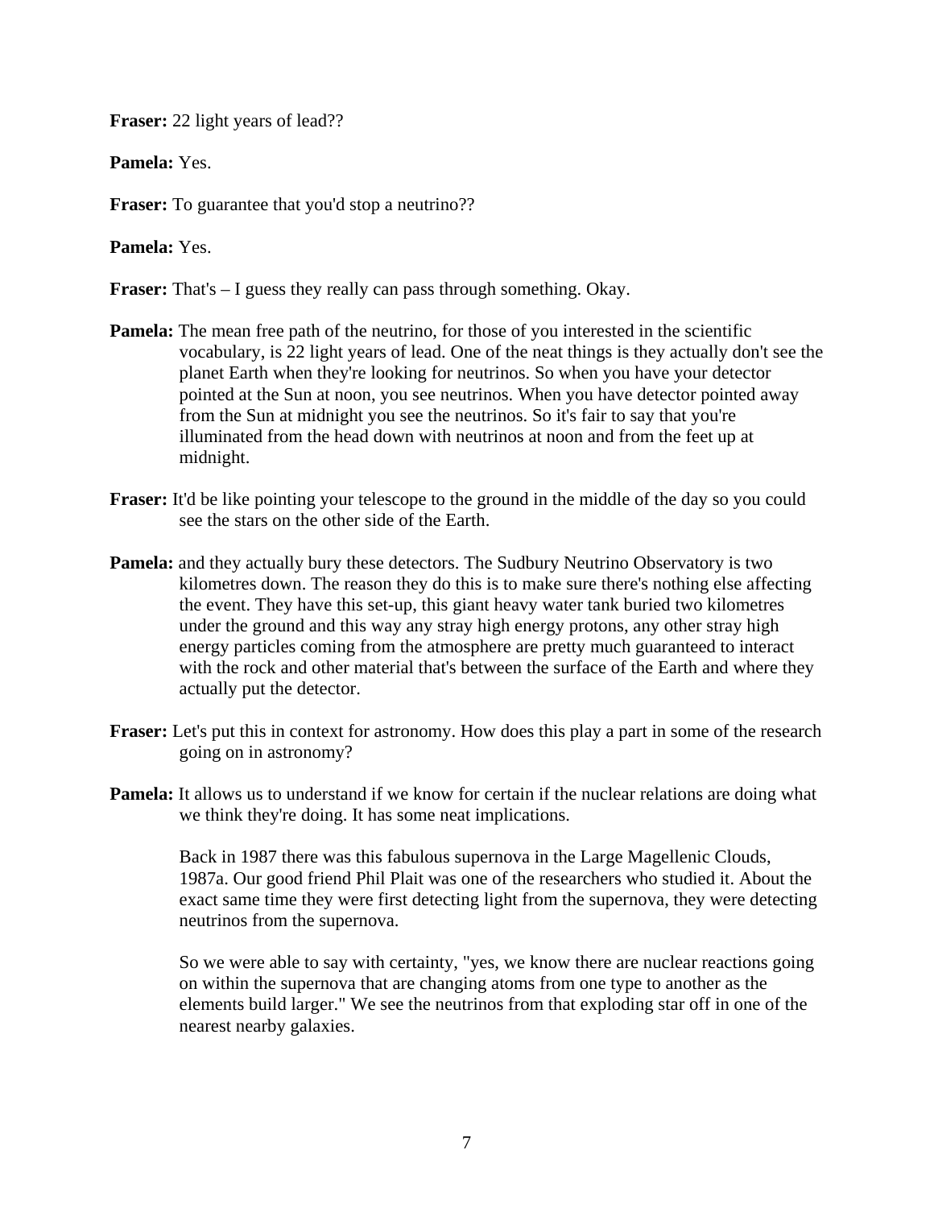**Fraser:** 22 light years of lead??

**Pamela:** Yes.

**Fraser:** To guarantee that you'd stop a neutrino??

**Pamela:** Yes.

**Fraser:** That's – I guess they really can pass through something. Okay.

**Pamela:** The mean free path of the neutrino, for those of you interested in the scientific vocabulary, is 22 light years of lead. One of the neat things is they actually don't see the planet Earth when they're looking for neutrinos. So when you have your detector pointed at the Sun at noon, you see neutrinos. When you have detector pointed away from the Sun at midnight you see the neutrinos. So it's fair to say that you're illuminated from the head down with neutrinos at noon and from the feet up at midnight.

**Fraser:** It'd be like pointing your telescope to the ground in the middle of the day so you could see the stars on the other side of the Earth.

**Pamela:** and they actually bury these detectors. The Sudbury Neutrino Observatory is two kilometres down. The reason they do this is to make sure there's nothing else affecting the event. They have this set-up, this giant heavy water tank buried two kilometres under the ground and this way any stray high energy protons, any other stray high energy particles coming from the atmosphere are pretty much guaranteed to interact with the rock and other material that's between the surface of the Earth and where they actually put the detector.

**Fraser:** Let's put this in context for astronomy. How does this play a part in some of the research going on in astronomy?

**Pamela:** It allows us to understand if we know for certain if the nuclear relations are doing what we think they're doing. It has some neat implications.

Back in 1987 there was this fabulous supernova in the Large Magellenic Clouds, 1987a. Our good friend Phil Plait was one of the researchers who studied it. About the exact same time they were first detecting light from the supernova, they were detecting neutrinos from the supernova.

So we were able to say with certainty, "yes, we know there are nuclear reactions going on within the supernova that are changing atoms from one type to another as the elements build larger." We see the neutrinos from that exploding star off in one of the nearest nearby galaxies.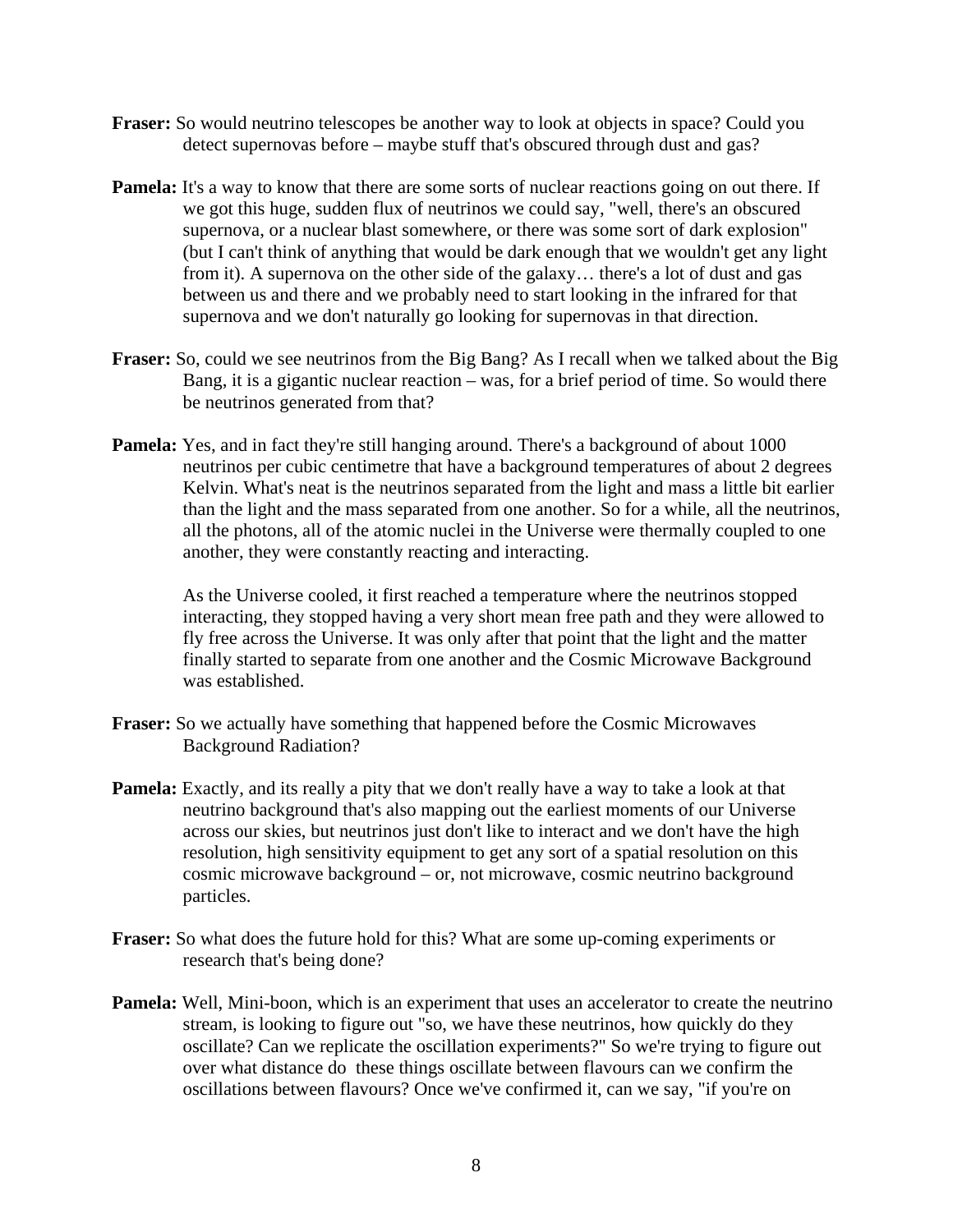**Fraser:** So would neutrino telescopes be another way to look at objects in space? Could you detect supernovas before – maybe stuff that's obscured through dust and gas?

**Pamela:** It's a way to know that there are some sorts of nuclear reactions going on out there. If we got this huge, sudden flux of neutrinos we could say, "well, there's an obscured supernova, or a nuclear blast somewhere, or there was some sort of dark explosion" (but I can't think of anything that would be dark enough that we wouldn't get any light from it). A supernova on the other side of the galaxy… there's a lot of dust and gas between us and there and we probably need to start looking in the infrared for that supernova and we don't naturally go looking for supernovas in that direction.

**Fraser:** So, could we see neutrinos from the Big Bang? As I recall when we talked about the Big Bang, it is a gigantic nuclear reaction – was, for a brief period of time. So would there be neutrinos generated from that?

**Pamela:** Yes, and in fact they're still hanging around. There's a background of about 1000 neutrinos per cubic centimetre that have a background temperatures of about 2 degrees Kelvin. What's neat is the neutrinos separated from the light and mass a little bit earlier than the light and the mass separated from one another. So for a while, all the neutrinos, all the photons, all of the atomic nuclei in the Universe were thermally coupled to one another, they were constantly reacting and interacting.

As the Universe cooled, it first reached a temperature where the neutrinos stopped interacting, they stopped having a very short mean free path and they were allowed to fly free across the Universe. It was only after that point that the light and the matter finally started to separate from one another and the Cosmic Microwave Background was established.

**Fraser:** So we actually have something that happened before the Cosmic Microwaves Background Radiation?

**Pamela:** Exactly, and its really a pity that we don't really have a way to take a look at that neutrino background that's also mapping out the earliest moments of our Universe across our skies, but neutrinos just don't like to interact and we don't have the high resolution, high sensitivity equipment to get any sort of a spatial resolution on this cosmic microwave background – or, not microwave, cosmic neutrino background particles.

**Fraser:** So what does the future hold for this? What are some up-coming experiments or research that's being done?

**Pamela:** Well, Mini-boon, which is an experiment that uses an accelerator to create the neutrino stream, is looking to figure out "so, we have these neutrinos, how quickly do they oscillate? Can we replicate the oscillation experiments?" So we're trying to figure out over what distance do these things oscillate between flavours can we confirm the oscillations between flavours? Once we've confirmed it, can we say, "if you're on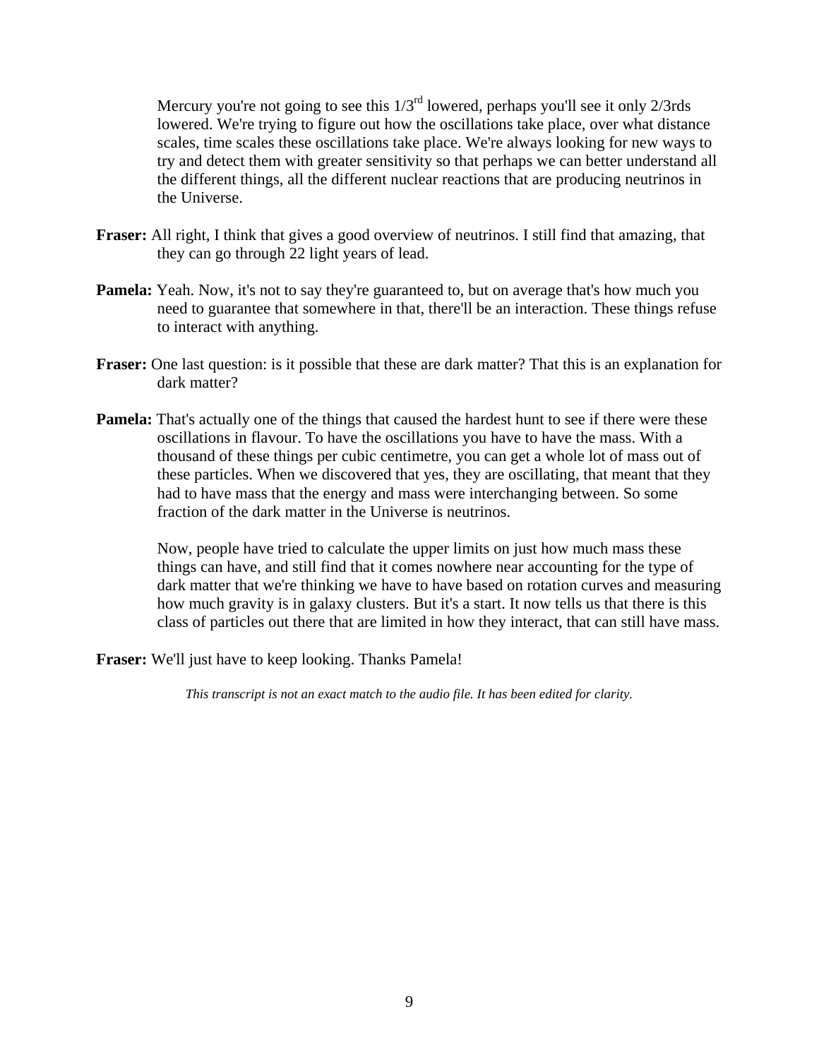Mercury you're not going to see this 1/3rd lowered, perhaps you'll see it only 2/3rds lowered. We're trying to figure out how the oscillations take place, over what distance scales, time scales these oscillations take place. We're always looking for new ways to try and detect them with greater sensitivity so that perhaps we can better understand all the different things, all the different nuclear reactions that are producing neutrinos in the Universe.

**Fraser:** All right, I think that gives a good overview of neutrinos. I still find that amazing, that they can go through 22 light years of lead.

**Pamela:** Yeah. Now, it's not to say they're guaranteed to, but on average that's how much you need to guarantee that somewhere in that, there'll be an interaction. These things refuse to interact with anything.

**Fraser:** One last question: is it possible that these are dark matter? That this is an explanation for dark matter?

**Pamela:** That's actually one of the things that caused the hardest hunt to see if there were these oscillations in flavour. To have the oscillations you have to have the mass. With a thousand of these things per cubic centimetre, you can get a whole lot of mass out of these particles. When we discovered that yes, they are oscillating, that meant that they had to have mass that the energy and mass were interchanging between. So some fraction of the dark matter in the Universe is neutrinos.

Now, people have tried to calculate the upper limits on just how much mass these things can have, and still find that it comes nowhere near accounting for the type of dark matter that we're thinking we have to have based on rotation curves and measuring how much gravity is in galaxy clusters. But it's a start. It now tells us that there is this class of particles out there that are limited in how they interact, that can still have mass.

**Fraser:** We'll just have to keep looking. Thanks Pamela!

*This transcript is not an exact match to the audio file. It has been edited for clarity.*